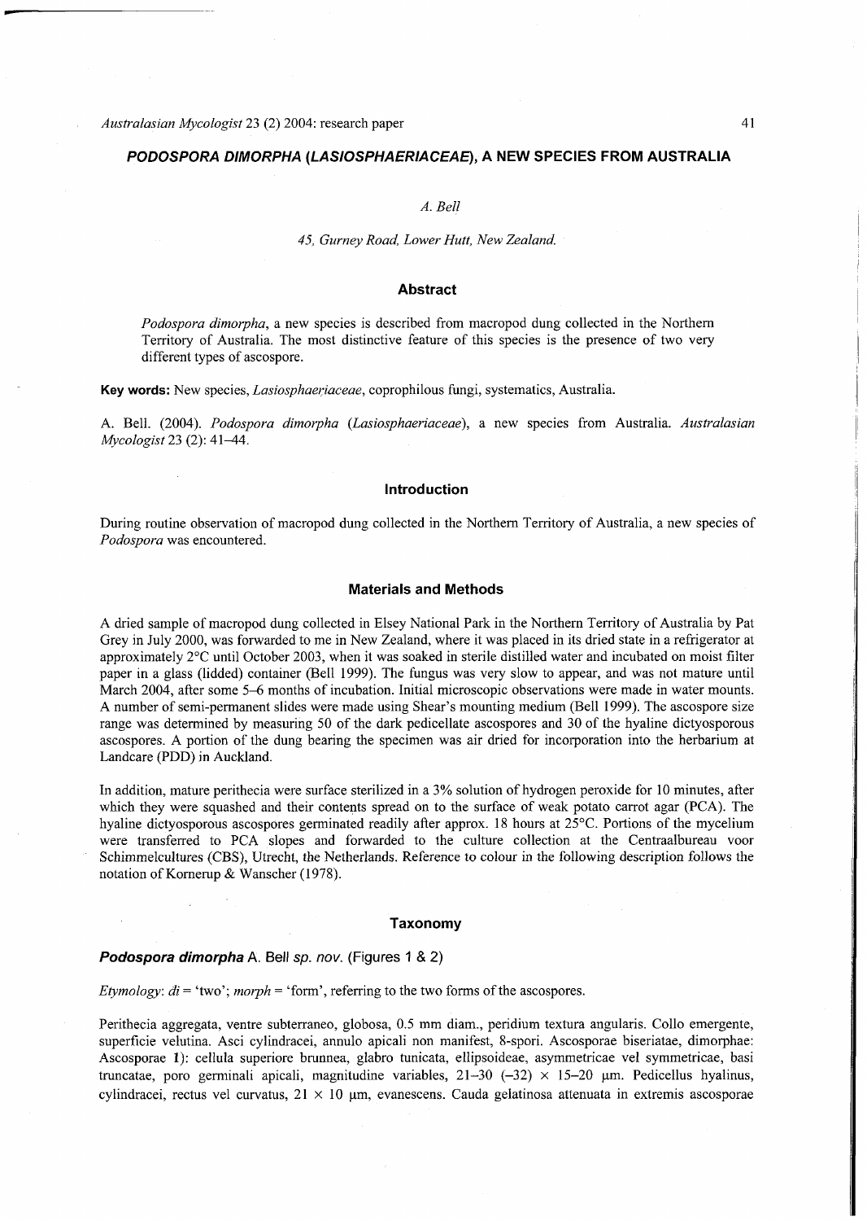## *PODOSPORA DIMORPHA* (*LASIOSPHAERIACEAE*), A NEW SPECIES FROM AUSTRALIA

*A. Bell*

*45, Gurney Road, Lower Hutt, New Zealand.*

### Abstract

*Podospora dimorpha*, a new species is described from macropod dung collected in the Northern Territory of Australia. The most distinctive feature of this species is the presence of two very different types of ascospore.

**Key words:** New species, *Lasiosphaeriaceae*, coprophilous fungi, systematics, Australia.

A. Bell. (2004). *Podospora dimorpha* (*Lasiosphaeriaceae*), a new species from Australia. *Australasian Mycologist* 23 (2): 41–44.

### Introduction

During routine observation of macropod dung collected in the Northern Territory of Australia, a new species of *Podospora* was encountered.

### Materials and Methods

A dried sample of macropod dung collected in Elsey National Park in the Northern Territory of Australia by Pat Grey in July 2000, was forwarded to me in New Zealand, where it was placed in its dried state in a refrigerator at approximately 2°C until October 2003, when it was soaked in sterile distilled water and incubated on moist filter paper in a glass (lidded) container (Bell 1999). The fungus was very slow to appear, and was not mature until March 2004, after some 5–6 months of incubation. Initial microscopic observations were made in water mounts. A number of semi-permanent slides were made using Shear's mounting medium (Bell 1999). The ascospore size range was determined by measuring 50 of the dark pedicellate ascospores and 30 of the hyaline dictyosporous ascospores. A portion of the dung bearing the specimen was air dried for incorporation into the herbarium at Landcare (PDD) in Auckland.

In addition, mature perithecia were surface sterilized in a 3% solution of hydrogen peroxide for 10 minutes, after which they were squashed and their contents spread on to the surface of weak potato carrot agar (PCA). The hyaline dictyosporous ascospores germinated readily after approx. 18 hours at 25°C. Portions of the mycelium were transferred to PCA slopes and forwarded to the culture collection at the Centraalbureau voor Schimmelcultures (CBS), Utrecht, the Netherlands. Reference to colour in the following description follows the notation of Kornerup & Wanscher (1978).

### Taxonomy

***Podospora dimorpha*** A. Bell *sp. nov.* (Figures 1 & 2)

*Etymology*: *di* = 'two'; *morph* = 'form', referring to the two forms of the ascospores.

Perithecia aggregata, ventre subterraneo, globosa, 0.5 mm diam., peridium textura angularis. Collo emergente, superficie velutina. Asci cylindracei, annulo apicali non manifest, 8-spori. Ascosporae biseriatae, dimorphae: Ascosporae 1): cellula superiore brunnea, glabro tunicata, ellipsoideae, asymmetricae vel symmetricae, basi truncatae, poro germinali apicali, magnitudine variables, 21–30 (–32) × 15–20 µm. Pedicellus hyalinus, cylindracei, rectus vel curvatus, 21 × 10 µm, evanescens. Cauda gelatinosa attenuata in extremis ascosporae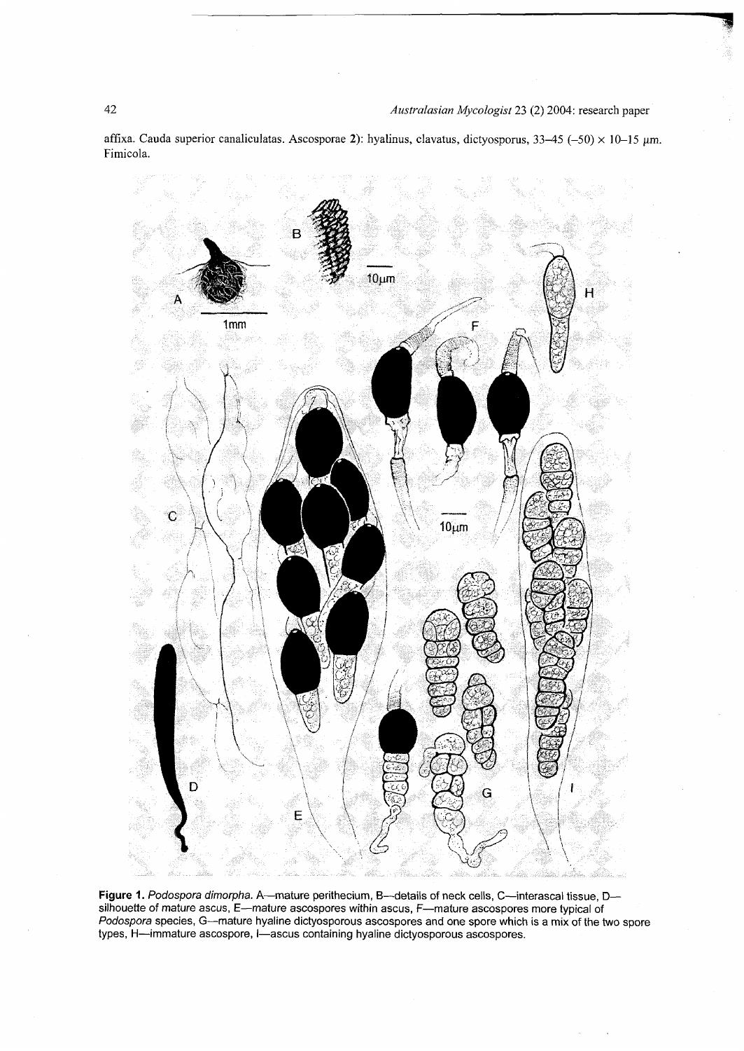affixa. Cauda superior canaliculatas. Ascosporae 2): hyalinus, clavatus, dictyosporus, 33–45 (–50) × 10–15 μm. Fimicola.

**Figure 1.** *Podospora dimorpha*. A—mature perithecium, B—details of neck cells, C—interascal tissue, D—silhouette of mature ascus, E—mature ascospores within ascus, F—mature ascospores more typical of *Podospora* species, G—mature hyaline dictyosporous ascospores and one spore which is a mix of the two spore types, H—immature ascospore, I—ascus containing hyaline dictyosporous ascospores.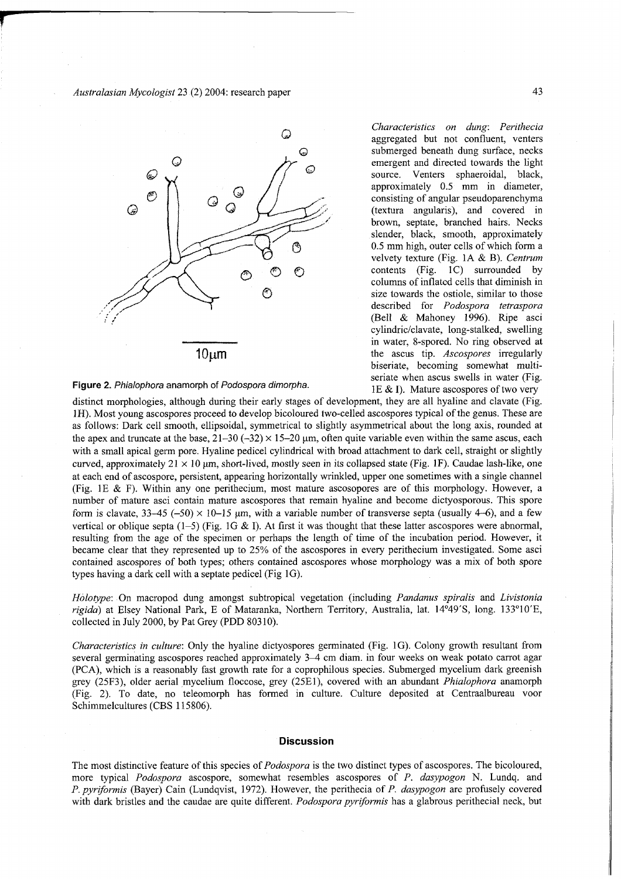Figure 2. *Phialophora* anamorph of *Podospora dimorpha*.

*Characteristics on dung*: Perithecia aggregated but not confluent, venters submerged beneath dung surface, necks emergent and directed towards the light source. Venters sphaeroidal, black, approximately 0.5 mm in diameter, consisting of angular pseudoparenchyma (textura angularis), and covered in brown, septate, branched hairs. Necks slender, black, smooth, approximately 0.5 mm high, outer cells of which form a velvety texture (Fig. 1A & B). *Centrum* contents (Fig. 1C) surrounded by columns of inflated cells that diminish in size towards the ostiole, similar to those described for *Podospora tetraspora* (Bell & Mahoney 1996). Ripe asci cylindric/clavate, long-stalked, swelling in water, 8-spored. No ring observed at the ascus tip. *Ascospores* irregularly biseriate, becoming somewhat multiseriate when ascus swells in water (Fig. 1E & I). Mature ascospores of two very distinct morphologies, although during their early stages of development, they are all hyaline and clavate (Fig. 1H). Most young ascospores proceed to develop bicoloured two-celled ascospores typical of the genus. These are as follows: Dark cell smooth, ellipsoidal, symmetrical to slightly asymmetrical about the long axis, rounded at the apex and truncate at the base, 21–30 (–32) × 15–20 µm, often quite variable even within the same ascus, each with a small apical germ pore. Hyaline pedicel cylindrical with broad attachment to dark cell, straight or slightly curved, approximately 21 × 10 µm, short-lived, mostly seen in its collapsed state (Fig. 1F). Caudae lash-like, one at each end of ascospore, persistent, appearing horizontally wrinkled, upper one sometimes with a single channel (Fig. 1E & F). Within any one perithecium, most mature ascosopores are of this morphology. However, a number of mature asci contain mature ascospores that remain hyaline and become dictyosporous. This spore form is clavate, 33–45 (–50) × 10–15 µm, with a variable number of transverse septa (usually 4–6), and a few vertical or oblique septa (1–5) (Fig. 1G & I). At first it was thought that these latter ascospores were abnormal, resulting from the age of the specimen or perhaps the length of time of the incubation period. However, it became clear that they represented up to 25% of the ascospores in every perithecium investigated. Some asci contained ascospores of both types; others contained ascospores whose morphology was a mix of both spore types having a dark cell with a septate pedicel (Fig 1G).

*Holotype*: On macropod dung amongst subtropical vegetation (including *Pandanus spiralis* and *Livistonia rigida*) at Elsey National Park, E of Mataranka, Northern Territory, Australia, lat. 14°49′S, long. 133°10′E, collected in July 2000, by Pat Grey (PDD 80310).

*Characteristics in culture*: Only the hyaline dictyospores germinated (Fig. 1G). Colony growth resultant from several germinating ascospores reached approximately 3–4 cm diam. in four weeks on weak potato carrot agar (PCA), which is a reasonably fast growth rate for a coprophilous species. Submerged mycelium dark greenish grey (25F3), older aerial mycelium floccose, grey (25E1), covered with an abundant *Phialophora* anamorph (Fig. 2). To date, no teleomorph has formed in culture. Culture deposited at Centraalbureau voor Schimmelcultures (CBS 115806).

## Discussion

The most distinctive feature of this species of *Podospora* is the two distinct types of ascospores. The bicoloured, more typical *Podospora* ascospore, somewhat resembles ascospores of *P. dasypogon* N. Lundq. and *P. pyriformis* (Bayer) Cain (Lundqvist, 1972). However, the perithecia of *P. dasypogon* are profusely covered with dark bristles and the caudae are quite different. *Podospora pyriformis* has a glabrous perithecial neck, but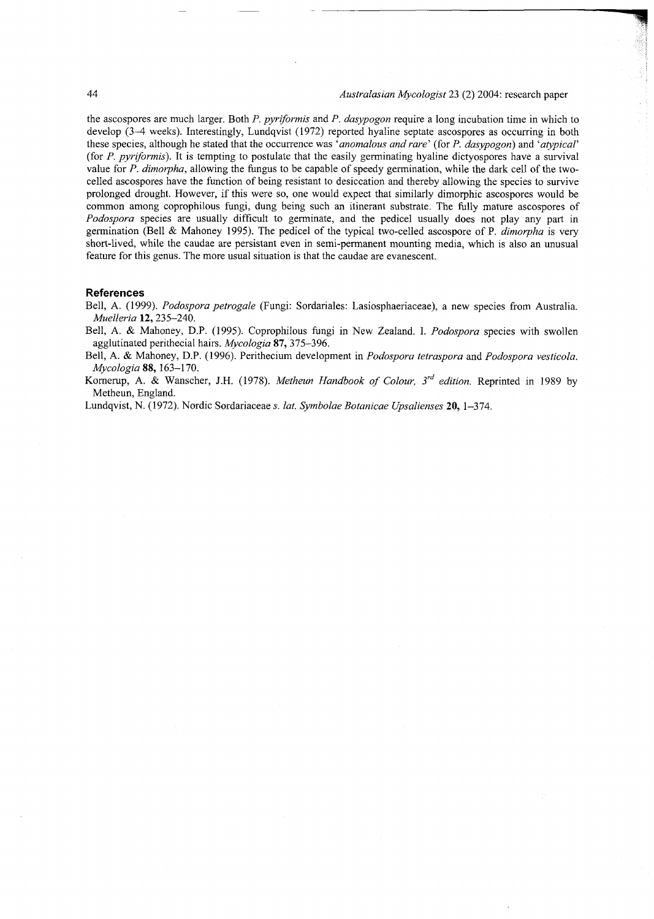the ascospores are much larger. Both *P. pyriformis* and *P. dasypogon* require a long incubation time in which to develop (3–4 weeks). Interestingly, Lundqvist (1972) reported hyaline septate ascospores as occurring in both these species, although he stated that the occurrence was '*anomalous and rare*' (for *P. dasypogon*) and '*atypical*' (for *P. pyriformis*). It is tempting to postulate that the easily germinating hyaline dictyospores have a survival value for *P. dimorpha*, allowing the fungus to be capable of speedy germination, while the dark cell of the two-celled ascospores have the function of being resistant to desiccation and thereby allowing the species to survive prolonged drought. However, if this were so, one would expect that similarly dimorphic ascospores would be common among coprophilous fungi, dung being such an itinerant substrate. The fully mature ascospores of *Podospora* species are usually difficult to germinate, and the pedicel usually does not play any part in germination (Bell & Mahoney 1995). The pedicel of the typical two-celled ascospore of P. *dimorpha* is very short-lived, while the caudae are persistant even in semi-permanent mounting media, which is also an unusual feature for this genus. The more usual situation is that the caudae are evanescent.

## References

Bell, A. (1999). *Podospora petrogale* (Fungi: Sordariales: Lasiosphaeriaceae), a new species from Australia. *Muelleria* **12,** 235–240.

Bell, A. & Mahoney, D.P. (1995). Coprophilous fungi in New Zealand. I. *Podospora* species with swollen agglutinated perithecial hairs. *Mycologia* **87,** 375–396.

Bell, A. & Mahoney, D.P. (1996). Perithecium development in *Podospora tetraspora* and *Podospora vesticola*. *Mycologia* **88,** 163–170.

Kornerup, A. & Wanscher, J.H. (1978). *Metheun Handbook of Colour, 3rd edition.* Reprinted in 1989 by Metheun, England.

Lundqvist, N. (1972). Nordic Sordariaceae *s. lat. Symbolae Botanicae Upsalienses* **20,** 1–374.